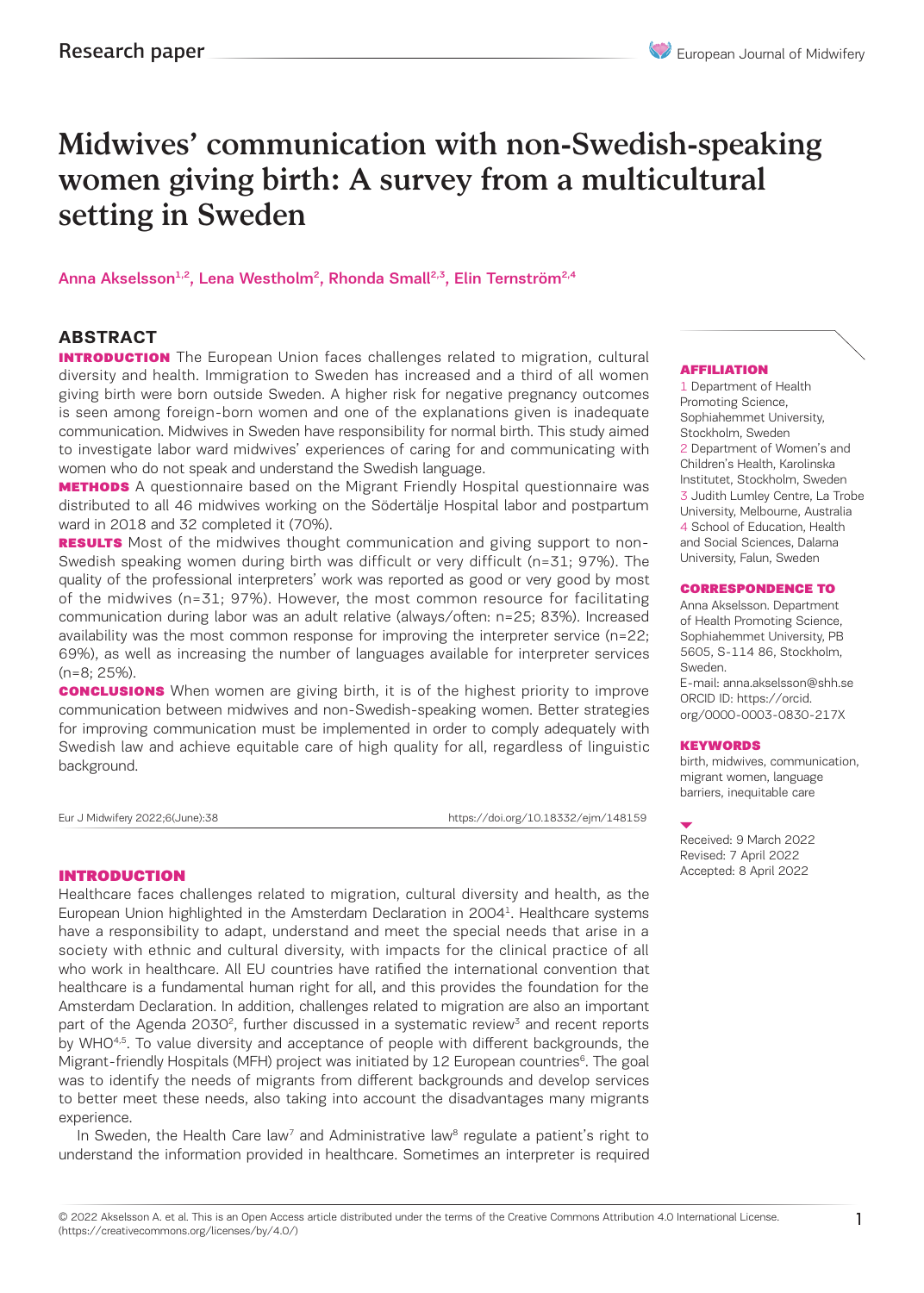Research paper

# Midwives' communication with non-Swedish-speaking women giving birth: A survey from a multicultural setting in Sweden

Anna Akselsson[1,2], Lena Westholm[2], Rhonda Small[2,3], Elin Ternström[2,4]

## ABSTRACT

**INTRODUCTION** The European Union faces challenges related to migration, cultural diversity and health. Immigration to Sweden has increased and a third of all women giving birth were born outside Sweden. A higher risk for negative pregnancy outcomes is seen among foreign-born women and one of the explanations given is inadequate communication. Midwives in Sweden have responsibility for normal birth. This study aimed to investigate labor ward midwives' experiences of caring for and communicating with women who do not speak and understand the Swedish language.

**METHODS** A questionnaire based on the Migrant Friendly Hospital questionnaire was distributed to all 46 midwives working on the Södertälje Hospital labor and postpartum ward in 2018 and 32 completed it (70%).

**RESULTS** Most of the midwives thought communication and giving support to non-Swedish speaking women during birth was difficult or very difficult (n=31; 97%). The quality of the professional interpreters' work was reported as good or very good by most of the midwives (n=31; 97%). However, the most common resource for facilitating communication during labor was an adult relative (always/often: n=25; 83%). Increased availability was the most common response for improving the interpreter service (n=22; 69%), as well as increasing the number of languages available for interpreter services (n=8; 25%).

**CONCLUSIONS** When women are giving birth, it is of the highest priority to improve communication between midwives and non-Swedish-speaking women. Better strategies for improving communication must be implemented in order to comply adequately with Swedish law and achieve equitable care of high quality for all, regardless of linguistic background.

Eur J Midwifery 2022;6(June):38 https://doi.org/10.18332/ejm/148159

**AFFILIATION**

1 Department of Health Promoting Science, Sophiahemmet University, Stockholm, Sweden
2 Department of Women's and Children's Health, Karolinska Institutet, Stockholm, Sweden
3 Judith Lumley Centre, La Trobe University, Melbourne, Australia
4 School of Education, Health and Social Sciences, Dalarna University, Falun, Sweden

**CORRESPONDENCE TO**

Anna Akselsson. Department of Health Promoting Science, Sophiahemmet University, PB 5605, S-114 86, Stockholm, Sweden.
E-mail: anna.akselsson@shh.se
ORCID ID: https://orcid.org/0000-0003-0830-217X

**KEYWORDS**

birth, midwives, communication, migrant women, language barriers, inequitable care

Received: 9 March 2022
Revised: 7 April 2022
Accepted: 8 April 2022

## INTRODUCTION

Healthcare faces challenges related to migration, cultural diversity and health, as the European Union highlighted in the Amsterdam Declaration in 2004[1]. Healthcare systems have a responsibility to adapt, understand and meet the special needs that arise in a society with ethnic and cultural diversity, with impacts for the clinical practice of all who work in healthcare. All EU countries have ratified the international convention that healthcare is a fundamental human right for all, and this provides the foundation for the Amsterdam Declaration. In addition, challenges related to migration are also an important part of the Agenda 2030[2], further discussed in a systematic review[3] and recent reports by WHO[4,5]. To value diversity and acceptance of people with different backgrounds, the Migrant-friendly Hospitals (MFH) project was initiated by 12 European countries[6]. The goal was to identify the needs of migrants from different backgrounds and develop services to better meet these needs, also taking into account the disadvantages many migrants experience.

In Sweden, the Health Care law[7] and Administrative law[8] regulate a patient's right to understand the information provided in healthcare. Sometimes an interpreter is required

© 2022 Akselsson A. et al. This is an Open Access article distributed under the terms of the Creative Commons Attribution 4.0 International License. (https://creativecommons.org/licenses/by/4.0/)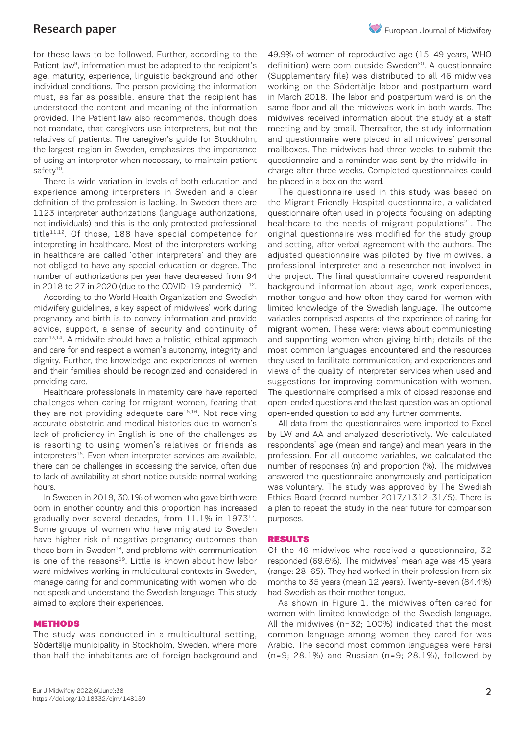for these laws to be followed. Further, according to the Patient law[9], information must be adapted to the recipient's age, maturity, experience, linguistic background and other individual conditions. The person providing the information must, as far as possible, ensure that the recipient has understood the content and meaning of the information provided. The Patient law also recommends, though does not mandate, that caregivers use interpreters, but not the relatives of patients. The caregiver's guide for Stockholm, the largest region in Sweden, emphasizes the importance of using an interpreter when necessary, to maintain patient safety[10].

There is wide variation in levels of both education and experience among interpreters in Sweden and a clear definition of the profession is lacking. In Sweden there are 1123 interpreter authorizations (language authorizations, not individuals) and this is the only protected professional title[11,12]. Of those, 188 have special competence for interpreting in healthcare. Most of the interpreters working in healthcare are called 'other interpreters' and they are not obliged to have any special education or degree. The number of authorizations per year have decreased from 94 in 2018 to 27 in 2020 (due to the COVID-19 pandemic)[11,12].

According to the World Health Organization and Swedish midwifery guidelines, a key aspect of midwives' work during pregnancy and birth is to convey information and provide advice, support, a sense of security and continuity of care[13,14]. A midwife should have a holistic, ethical approach and care for and respect a woman's autonomy, integrity and dignity. Further, the knowledge and experiences of women and their families should be recognized and considered in providing care.

Healthcare professionals in maternity care have reported challenges when caring for migrant women, fearing that they are not providing adequate care[15,16]. Not receiving accurate obstetric and medical histories due to women's lack of proficiency in English is one of the challenges as is resorting to using women's relatives or friends as interpreters[15]. Even when interpreter services are available, there can be challenges in accessing the service, often due to lack of availability at short notice outside normal working hours.

In Sweden in 2019, 30.1% of women who gave birth were born in another country and this proportion has increased gradually over several decades, from 11.1% in 1973[17]. Some groups of women who have migrated to Sweden have higher risk of negative pregnancy outcomes than those born in Sweden[18], and problems with communication is one of the reasons[19]. Little is known about how labor ward midwives working in multicultural contexts in Sweden, manage caring for and communicating with women who do not speak and understand the Swedish language. This study aimed to explore their experiences.

## METHODS

The study was conducted in a multicultural setting, Södertälje municipality in Stockholm, Sweden, where more than half the inhabitants are of foreign background and 49.9% of women of reproductive age (15–49 years, WHO definition) were born outside Sweden[20]. A questionnaire (Supplementary file) was distributed to all 46 midwives working on the Södertälje labor and postpartum ward in March 2018. The labor and postpartum ward is on the same floor and all the midwives work in both wards. The midwives received information about the study at a staff meeting and by email. Thereafter, the study information and questionnaire were placed in all midwives' personal mailboxes. The midwives had three weeks to submit the questionnaire and a reminder was sent by the midwife-in-charge after three weeks. Completed questionnaires could be placed in a box on the ward.

The questionnaire used in this study was based on the Migrant Friendly Hospital questionnaire, a validated questionnaire often used in projects focusing on adapting healthcare to the needs of migrant populations[21]. The original questionnaire was modified for the study group and setting, after verbal agreement with the authors. The adjusted questionnaire was piloted by five midwives, a professional interpreter and a researcher not involved in the project. The final questionnaire covered respondent background information about age, work experiences, mother tongue and how often they cared for women with limited knowledge of the Swedish language. The outcome variables comprised aspects of the experience of caring for migrant women. These were: views about communicating and supporting women when giving birth; details of the most common languages encountered and the resources they used to facilitate communication; and experiences and views of the quality of interpreter services when used and suggestions for improving communication with women. The questionnaire comprised a mix of closed response and open-ended questions and the last question was an optional open-ended question to add any further comments.

All data from the questionnaires were imported to Excel by LW and AA and analyzed descriptively. We calculated respondents' age (mean and range) and mean years in the profession. For all outcome variables, we calculated the number of responses (n) and proportion (%). The midwives answered the questionnaire anonymously and participation was voluntary. The study was approved by The Swedish Ethics Board (record number 2017/1312-31/5). There is a plan to repeat the study in the near future for comparison purposes.

## RESULTS

Of the 46 midwives who received a questionnaire, 32 responded (69.6%). The midwives' mean age was 45 years (range: 28–65). They had worked in their profession from six months to 35 years (mean 12 years). Twenty-seven (84.4%) had Swedish as their mother tongue.

As shown in Figure 1, the midwives often cared for women with limited knowledge of the Swedish language. All the midwives (n=32; 100%) indicated that the most common language among women they cared for was Arabic. The second most common languages were Farsi (n=9; 28.1%) and Russian (n=9; 28.1%), followed by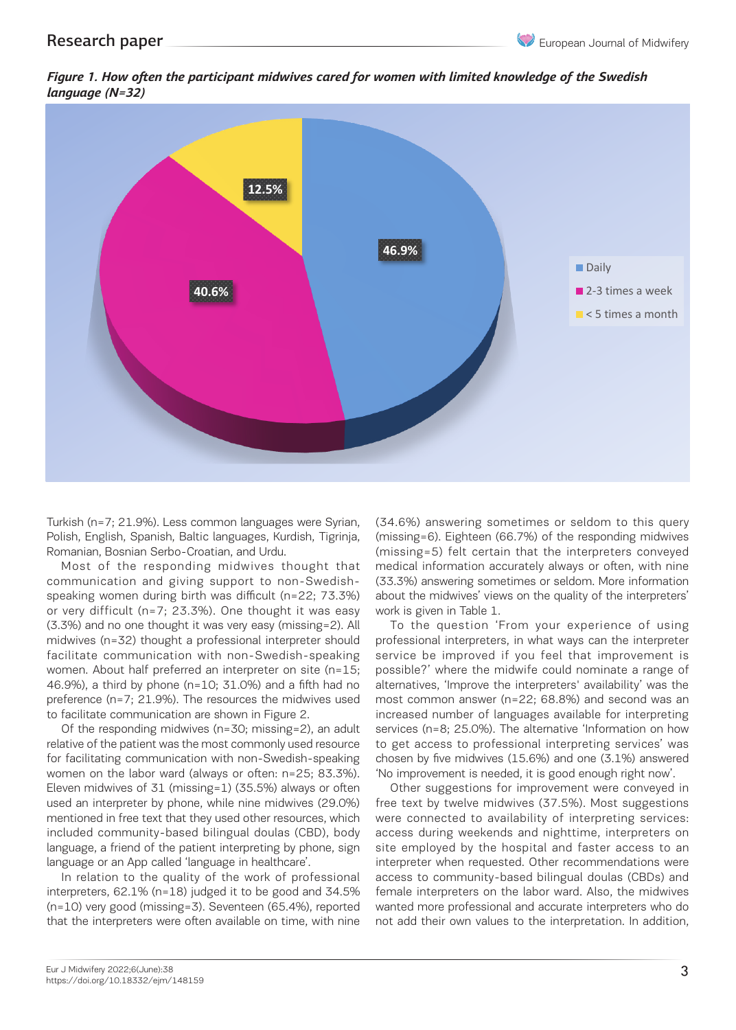*Figure 1. How often the participant midwives cared for women with limited knowledge of the Swedish language (N=32)*

Turkish (n=7; 21.9%). Less common languages were Syrian, Polish, English, Spanish, Baltic languages, Kurdish, Tigrinja, Romanian, Bosnian Serbo-Croatian, and Urdu.

Most of the responding midwives thought that communication and giving support to non-Swedish-speaking women during birth was difficult (n=22; 73.3%) or very difficult (n=7; 23.3%). One thought it was easy (3.3%) and no one thought it was very easy (missing=2). All midwives (n=32) thought a professional interpreter should facilitate communication with non-Swedish-speaking women. About half preferred an interpreter on site (n=15; 46.9%), a third by phone (n=10; 31.0%) and a fifth had no preference (n=7; 21.9%). The resources the midwives used to facilitate communication are shown in Figure 2.

Of the responding midwives (n=30; missing=2), an adult relative of the patient was the most commonly used resource for facilitating communication with non-Swedish-speaking women on the labor ward (always or often: n=25; 83.3%). Eleven midwives of 31 (missing=1) (35.5%) always or often used an interpreter by phone, while nine midwives (29.0%) mentioned in free text that they used other resources, which included community-based bilingual doulas (CBD), body language, a friend of the patient interpreting by phone, sign language or an App called 'language in healthcare'.

In relation to the quality of the work of professional interpreters, 62.1% (n=18) judged it to be good and 34.5% (n=10) very good (missing=3). Seventeen (65.4%), reported that the interpreters were often available on time, with nine (34.6%) answering sometimes or seldom to this query (missing=6). Eighteen (66.7%) of the responding midwives (missing=5) felt certain that the interpreters conveyed medical information accurately always or often, with nine (33.3%) answering sometimes or seldom. More information about the midwives' views on the quality of the interpreters' work is given in Table 1.

To the question 'From your experience of using professional interpreters, in what ways can the interpreter service be improved if you feel that improvement is possible?' where the midwife could nominate a range of alternatives, 'Improve the interpreters' availability' was the most common answer (n=22; 68.8%) and second was an increased number of languages available for interpreting services (n=8; 25.0%). The alternative 'Information on how to get access to professional interpreting services' was chosen by five midwives (15.6%) and one (3.1%) answered 'No improvement is needed, it is good enough right now'.

Other suggestions for improvement were conveyed in free text by twelve midwives (37.5%). Most suggestions were connected to availability of interpreting services: access during weekends and nighttime, interpreters on site employed by the hospital and faster access to an interpreter when requested. Other recommendations were access to community-based bilingual doulas (CBDs) and female interpreters on the labor ward. Also, the midwives wanted more professional and accurate interpreters who do not add their own values to the interpretation. In addition,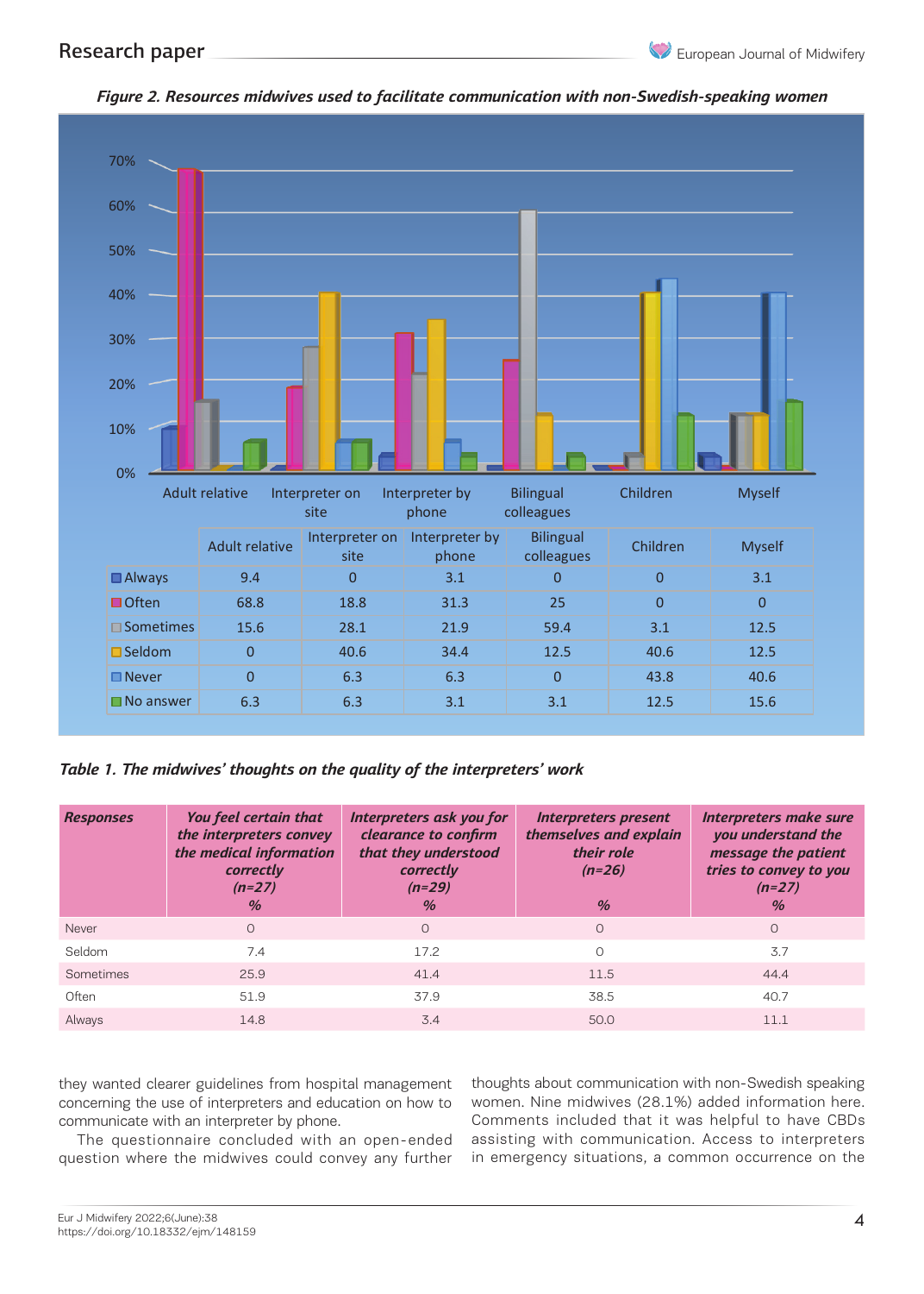*Figure 2. Resources midwives used to facilitate communication with non-Swedish-speaking women*

| | Adult relative | Interpreter on site | Interpreter by phone | Bilingual colleagues | Children | Myself |
|---|---|---|---|---|---|---|
| Always | 9.4 | 0 | 3.1 | 0 | 0 | 3.1 |
| Often | 68.8 | 18.8 | 31.3 | 25 | 0 | 0 |
| Sometimes | 15.6 | 28.1 | 21.9 | 59.4 | 3.1 | 12.5 |
| Seldom | 0 | 40.6 | 34.4 | 12.5 | 40.6 | 12.5 |
| Never | 0 | 6.3 | 6.3 | 0 | 43.8 | 40.6 |
| No answer | 6.3 | 6.3 | 3.1 | 3.1 | 12.5 | 15.6 |

*Table 1. The midwives' thoughts on the quality of the interpreters' work*

| Responses | You feel certain that the interpreters convey the medical information correctly (n=27) % | Interpreters ask you for clearance to confirm that they understood correctly (n=29) % | Interpreters present themselves and explain their role (n=26) % | Interpreters make sure you understand the message the patient tries to convey to you (n=27) % |
|---|---|---|---|---|
| Never | 0 | 0 | 0 | 0 |
| Seldom | 7.4 | 17.2 | 0 | 3.7 |
| Sometimes | 25.9 | 41.4 | 11.5 | 44.4 |
| Often | 51.9 | 37.9 | 38.5 | 40.7 |
| Always | 14.8 | 3.4 | 50.0 | 11.1 |

they wanted clearer guidelines from hospital management concerning the use of interpreters and education on how to communicate with an interpreter by phone.

The questionnaire concluded with an open-ended question where the midwives could convey any further thoughts about communication with non-Swedish speaking women. Nine midwives (28.1%) added information here. Comments included that it was helpful to have CBDs assisting with communication. Access to interpreters in emergency situations, a common occurrence on the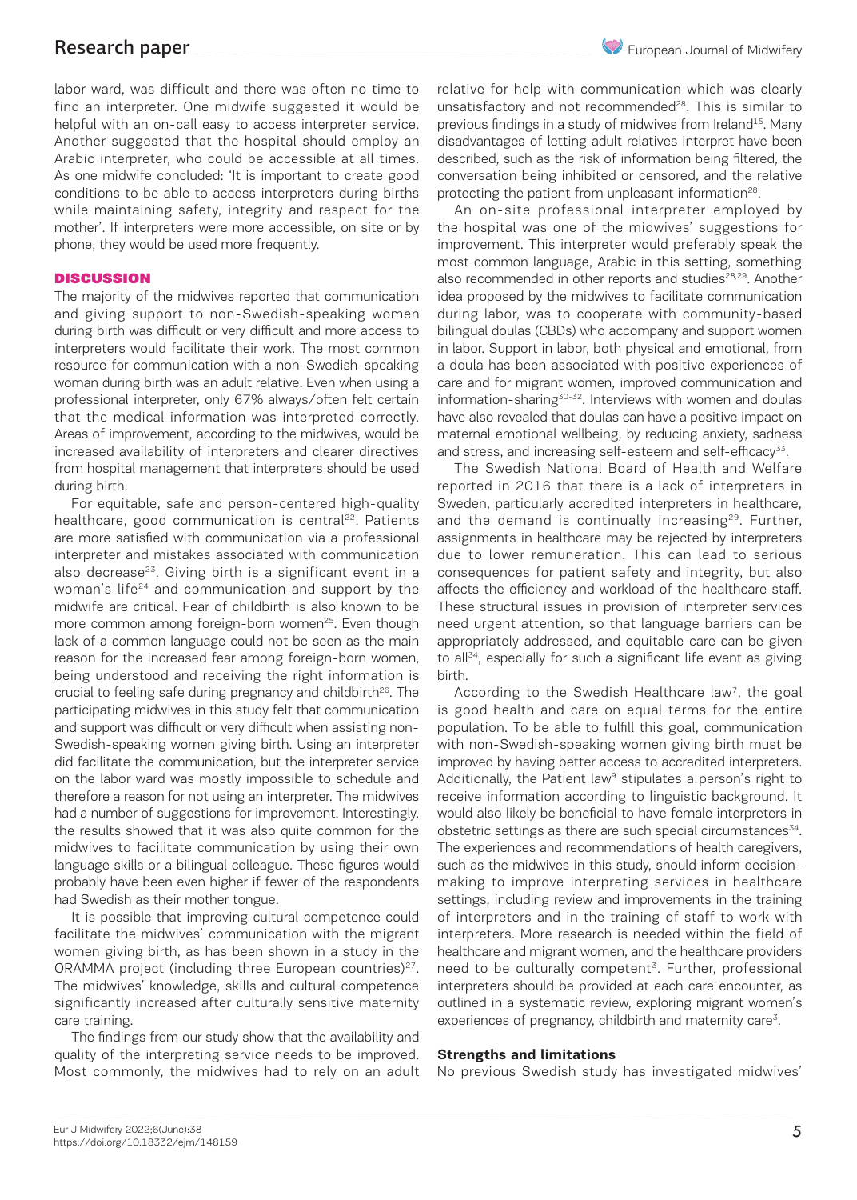labor ward, was difficult and there was often no time to find an interpreter. One midwife suggested it would be helpful with an on-call easy to access interpreter service. Another suggested that the hospital should employ an Arabic interpreter, who could be accessible at all times. As one midwife concluded: 'It is important to create good conditions to be able to access interpreters during births while maintaining safety, integrity and respect for the mother'. If interpreters were more accessible, on site or by phone, they would be used more frequently.

## DISCUSSION

The majority of the midwives reported that communication and giving support to non-Swedish-speaking women during birth was difficult or very difficult and more access to interpreters would facilitate their work. The most common resource for communication with a non-Swedish-speaking woman during birth was an adult relative. Even when using a professional interpreter, only 67% always/often felt certain that the medical information was interpreted correctly. Areas of improvement, according to the midwives, would be increased availability of interpreters and clearer directives from hospital management that interpreters should be used during birth.

For equitable, safe and person-centered high-quality healthcare, good communication is central[22]. Patients are more satisfied with communication via a professional interpreter and mistakes associated with communication also decrease[23]. Giving birth is a significant event in a woman's life[24] and communication and support by the midwife are critical. Fear of childbirth is also known to be more common among foreign-born women[25]. Even though lack of a common language could not be seen as the main reason for the increased fear among foreign-born women, being understood and receiving the right information is crucial to feeling safe during pregnancy and childbirth[26]. The participating midwives in this study felt that communication and support was difficult or very difficult when assisting non-Swedish-speaking women giving birth. Using an interpreter did facilitate the communication, but the interpreter service on the labor ward was mostly impossible to schedule and therefore a reason for not using an interpreter. The midwives had a number of suggestions for improvement. Interestingly, the results showed that it was also quite common for the midwives to facilitate communication by using their own language skills or a bilingual colleague. These figures would probably have been even higher if fewer of the respondents had Swedish as their mother tongue.

It is possible that improving cultural competence could facilitate the midwives' communication with the migrant women giving birth, as has been shown in a study in the ORAMMA project (including three European countries)[27]. The midwives' knowledge, skills and cultural competence significantly increased after culturally sensitive maternity care training.

The findings from our study show that the availability and quality of the interpreting service needs to be improved. Most commonly, the midwives had to rely on an adult relative for help with communication which was clearly unsatisfactory and not recommended[28]. This is similar to previous findings in a study of midwives from Ireland[15]. Many disadvantages of letting adult relatives interpret have been described, such as the risk of information being filtered, the conversation being inhibited or censored, and the relative protecting the patient from unpleasant information[28].

An on-site professional interpreter employed by the hospital was one of the midwives' suggestions for improvement. This interpreter would preferably speak the most common language, Arabic in this setting, something also recommended in other reports and studies[28,29]. Another idea proposed by the midwives to facilitate communication during labor, was to cooperate with community-based bilingual doulas (CBDs) who accompany and support women in labor. Support in labor, both physical and emotional, from a doula has been associated with positive experiences of care and for migrant women, improved communication and information-sharing[30-32]. Interviews with women and doulas have also revealed that doulas can have a positive impact on maternal emotional wellbeing, by reducing anxiety, sadness and stress, and increasing self-esteem and self-efficacy[33].

The Swedish National Board of Health and Welfare reported in 2016 that there is a lack of interpreters in Sweden, particularly accredited interpreters in healthcare, and the demand is continually increasing[29]. Further, assignments in healthcare may be rejected by interpreters due to lower remuneration. This can lead to serious consequences for patient safety and integrity, but also affects the efficiency and workload of the healthcare staff. These structural issues in provision of interpreter services need urgent attention, so that language barriers can be appropriately addressed, and equitable care can be given to all[34], especially for such a significant life event as giving birth.

According to the Swedish Healthcare law[7], the goal is good health and care on equal terms for the entire population. To be able to fulfill this goal, communication with non-Swedish-speaking women giving birth must be improved by having better access to accredited interpreters. Additionally, the Patient law[9] stipulates a person's right to receive information according to linguistic background. It would also likely be beneficial to have female interpreters in obstetric settings as there are such special circumstances[34]. The experiences and recommendations of health caregivers, such as the midwives in this study, should inform decision-making to improve interpreting services in healthcare settings, including review and improvements in the training of interpreters and in the training of staff to work with interpreters. More research is needed within the field of healthcare and migrant women, and the healthcare providers need to be culturally competent[3]. Further, professional interpreters should be provided at each care encounter, as outlined in a systematic review, exploring migrant women's experiences of pregnancy, childbirth and maternity care[3].

### Strengths and limitations

No previous Swedish study has investigated midwives'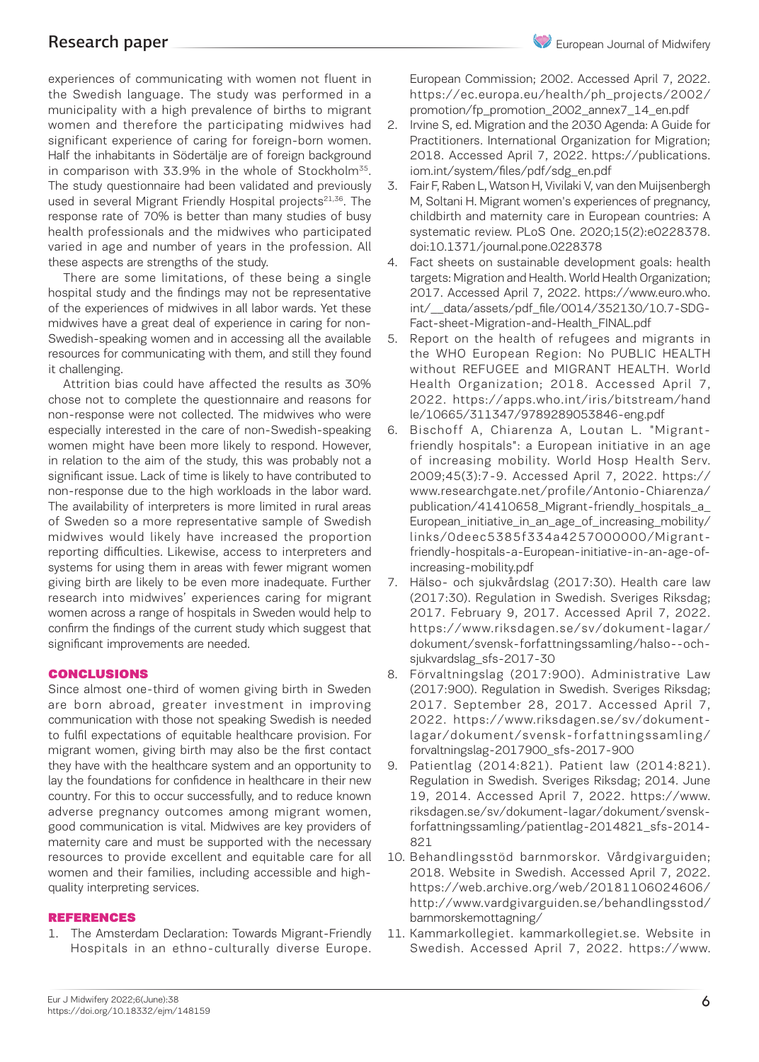experiences of communicating with women not fluent in the Swedish language. The study was performed in a municipality with a high prevalence of births to migrant women and therefore the participating midwives had significant experience of caring for foreign-born women. Half the inhabitants in Södertälje are of foreign background in comparison with 33.9% in the whole of Stockholm[35]. The study questionnaire had been validated and previously used in several Migrant Friendly Hospital projects[21,36]. The response rate of 70% is better than many studies of busy health professionals and the midwives who participated varied in age and number of years in the profession. All these aspects are strengths of the study.

There are some limitations, of these being a single hospital study and the findings may not be representative of the experiences of midwives in all labor wards. Yet these midwives have a great deal of experience in caring for non-Swedish-speaking women and in accessing all the available resources for communicating with them, and still they found it challenging.

Attrition bias could have affected the results as 30% chose not to complete the questionnaire and reasons for non-response were not collected. The midwives who were especially interested in the care of non-Swedish-speaking women might have been more likely to respond. However, in relation to the aim of the study, this was probably not a significant issue. Lack of time is likely to have contributed to non-response due to the high workloads in the labor ward. The availability of interpreters is more limited in rural areas of Sweden so a more representative sample of Swedish midwives would likely have increased the proportion reporting difficulties. Likewise, access to interpreters and systems for using them in areas with fewer migrant women giving birth are likely to be even more inadequate. Further research into midwives' experiences caring for migrant women across a range of hospitals in Sweden would help to confirm the findings of the current study which suggest that significant improvements are needed.

## CONCLUSIONS

Since almost one-third of women giving birth in Sweden are born abroad, greater investment in improving communication with those not speaking Swedish is needed to fulfil expectations of equitable healthcare provision. For migrant women, giving birth may also be the first contact they have with the healthcare system and an opportunity to lay the foundations for confidence in healthcare in their new country. For this to occur successfully, and to reduce known adverse pregnancy outcomes among migrant women, good communication is vital. Midwives are key providers of maternity care and must be supported with the necessary resources to provide excellent and equitable care for all women and their families, including accessible and high-quality interpreting services.

## REFERENCES

1. The Amsterdam Declaration: Towards Migrant-Friendly Hospitals in an ethno-culturally diverse Europe. European Commission; 2002. Accessed April 7, 2022. https://ec.europa.eu/health/ph_projects/2002/promotion/fp_promotion_2002_annex7_14_en.pdf
2. Irvine S, ed. Migration and the 2030 Agenda: A Guide for Practitioners. International Organization for Migration; 2018. Accessed April 7, 2022. https://publications.iom.int/system/files/pdf/sdg_en.pdf
3. Fair F, Raben L, Watson H, Vivilaki V, van den Muijsenbergh M, Soltani H. Migrant women's experiences of pregnancy, childbirth and maternity care in European countries: A systematic review. PLoS One. 2020;15(2):e0228378. doi:10.1371/journal.pone.0228378
4. Fact sheets on sustainable development goals: health targets: Migration and Health. World Health Organization; 2017. Accessed April 7, 2022. https://www.euro.who.int/__data/assets/pdf_file/0014/352130/10.7-SDG-Fact-sheet-Migration-and-Health_FINAL.pdf
5. Report on the health of refugees and migrants in the WHO European Region: No PUBLIC HEALTH without REFUGEE and MIGRANT HEALTH. World Health Organization; 2018. Accessed April 7, 2022. https://apps.who.int/iris/bitstream/handle/10665/311347/9789289053846-eng.pdf
6. Bischoff A, Chiarenza A, Loutan L. "Migrant-friendly hospitals": a European initiative in an age of increasing mobility. World Hosp Health Serv. 2009;45(3):7-9. Accessed April 7, 2022. https://www.researchgate.net/profile/Antonio-Chiarenza/publication/41410658_Migrant-friendly_hospitals_a_European_initiative_in_an_age_of_increasing_mobility/links/0deec5385f334a4257000000/Migrant-friendly-hospitals-a-European-initiative-in-an-age-of-increasing-mobility.pdf
7. Hälso- och sjukvårdslag (2017:30). Health care law (2017:30). Regulation in Swedish. Sveriges Riksdag; 2017. February 9, 2017. Accessed April 7, 2022. https://www.riksdagen.se/sv/dokument-lagar/dokument/svensk-forfattningssamling/halso--och-sjukvardslag_sfs-2017-30
8. Förvaltningslag (2017:900). Administrative Law (2017:900). Regulation in Swedish. Sveriges Riksdag; 2017. September 28, 2017. Accessed April 7, 2022. https://www.riksdagen.se/sv/dokument-lagar/dokument/svensk-forfattningssamling/forvaltningslag-2017900_sfs-2017-900
9. Patientlag (2014:821). Patient law (2014:821). Regulation in Swedish. Sveriges Riksdag; 2014. June 19, 2014. Accessed April 7, 2022. https://www.riksdagen.se/sv/dokument-lagar/dokument/svensk-forfattningssamling/patientlag-2014821_sfs-2014-821
10. Behandlingsstöd barnmorskor. Vårdgivarguiden; 2018. Website in Swedish. Accessed April 7, 2022. https://web.archive.org/web/20181106024606/http://www.vardgivarguiden.se/behandlingsstod/barnmorskemottagning/
11. Kammarkollegiet. kammarkollegiet.se. Website in Swedish. Accessed April 7, 2022. https://www.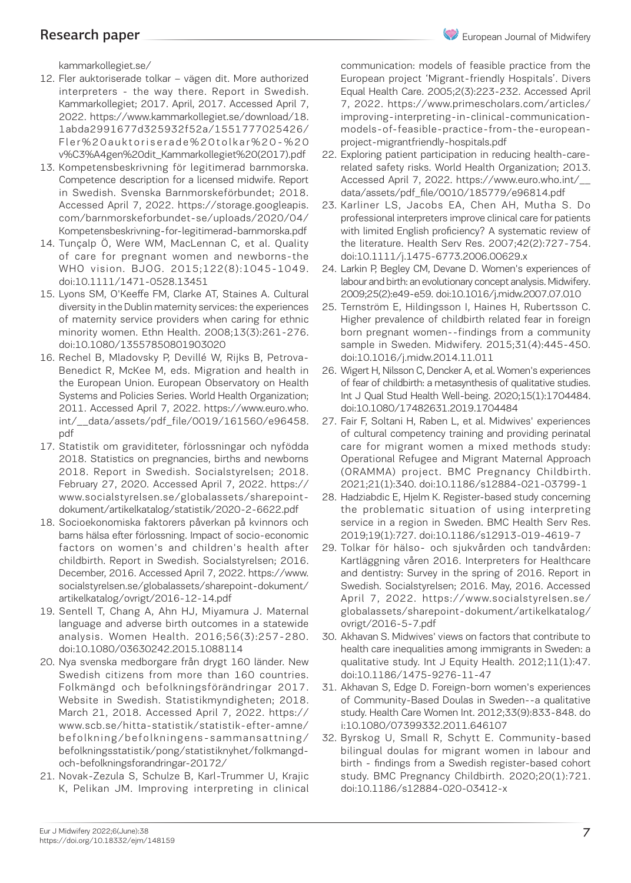kammarkollegiet.se/

12. Fler auktoriserade tolkar – vägen dit. More authorized interpreters - the way there. Report in Swedish. Kammarkollegiet; 2017. April, 2017. Accessed April 7, 2022. https://www.kammarkollegiet.se/download/18.1abda2991677d325932f52a/1551777025426/Fler%20auktoriserade%20tolkar%20-%20v%C3%A4gen%20dit_Kammarkollegiet%20(2017).pdf
13. Kompetensbeskrivning för legitimerad barnmorska. Competence description for a licensed midwife. Report in Swedish. Svenska Barnmorskeförbundet; 2018. Accessed April 7, 2022. https://storage.googleapis.com/barnmorskeforbundet-se/uploads/2020/04/Kompetensbeskrivning-for-legitimerad-barnmorska.pdf
14. Tunçalp Ö, Were WM, MacLennan C, et al. Quality of care for pregnant women and newborns-the WHO vision. BJOG. 2015;122(8):1045-1049. doi:10.1111/1471-0528.13451
15. Lyons SM, O'Keeffe FM, Clarke AT, Staines A. Cultural diversity in the Dublin maternity services: the experiences of maternity service providers when caring for ethnic minority women. Ethn Health. 2008;13(3):261-276. doi:10.1080/13557850801903020
16. Rechel B, Mladovsky P, Devillé W, Rijks B, Petrova-Benedict R, McKee M, eds. Migration and health in the European Union. European Observatory on Health Systems and Policies Series. World Health Organization; 2011. Accessed April 7, 2022. https://www.euro.who.int/__data/assets/pdf_file/0019/161560/e96458.pdf
17. Statistik om graviditeter, förlossningar och nyfödda 2018. Statistics on pregnancies, births and newborns 2018. Report in Swedish. Socialstyrelsen; 2018. February 27, 2020. Accessed April 7, 2022. https://www.socialstyrelsen.se/globalassets/sharepoint-dokument/artikelkatalog/statistik/2020-2-6622.pdf
18. Socioekonomiska faktorers påverkan på kvinnors och barns hälsa efter förlossning. Impact of socio-economic factors on women's and children's health after childbirth. Report in Swedish. Socialstyrelsen; 2016. December, 2016. Accessed April 7, 2022. https://www.socialstyrelsen.se/globalassets/sharepoint-dokument/artikelkatalog/ovrigt/2016-12-14.pdf
19. Sentell T, Chang A, Ahn HJ, Miyamura J. Maternal language and adverse birth outcomes in a statewide analysis. Women Health. 2016;56(3):257-280. doi:10.1080/03630242.2015.1088114
20. Nya svenska medborgare från drygt 160 länder. New Swedish citizens from more than 160 countries. Folkmängd och befolkningsförändringar 2017. Website in Swedish. Statistikmyndigheten; 2018. March 21, 2018. Accessed April 7, 2022. https://www.scb.se/hitta-statistik/statistik-efter-amne/befolkning/befolkningens-sammansattning/befolkningsstatistik/pong/statistiknyhet/folkmangd-och-befolkningsforandringar-20172/
21. Novak-Zezula S, Schulze B, Karl-Trummer U, Krajic K, Pelikan JM. Improving interpreting in clinical communication: models of feasible practice from the European project 'Migrant-friendly Hospitals'. Divers Equal Health Care. 2005;2(3):223-232. Accessed April 7, 2022. https://www.primescholars.com/articles/improving-interpreting-in-clinical-communication-models-of-feasible-practice-from-the-european-project-migrantfriendly-hospitals.pdf
22. Exploring patient participation in reducing health-care-related safety risks. World Health Organization; 2013. Accessed April 7, 2022. https://www.euro.who.int/__data/assets/pdf_file/0010/185779/e96814.pdf
23. Karliner LS, Jacobs EA, Chen AH, Mutha S. Do professional interpreters improve clinical care for patients with limited English proficiency? A systematic review of the literature. Health Serv Res. 2007;42(2):727-754. doi:10.1111/j.1475-6773.2006.00629.x
24. Larkin P, Begley CM, Devane D. Women's experiences of labour and birth: an evolutionary concept analysis. Midwifery. 2009;25(2):e49-e59. doi:10.1016/j.midw.2007.07.010
25. Ternström E, Hildingsson I, Haines H, Rubertsson C. Higher prevalence of childbirth related fear in foreign born pregnant women--findings from a community sample in Sweden. Midwifery. 2015;31(4):445-450. doi:10.1016/j.midw.2014.11.011
26. Wigert H, Nilsson C, Dencker A, et al. Women's experiences of fear of childbirth: a metasynthesis of qualitative studies. Int J Qual Stud Health Well-being. 2020;15(1):1704484. doi:10.1080/17482631.2019.1704484
27. Fair F, Soltani H, Raben L, et al. Midwives' experiences of cultural competency training and providing perinatal care for migrant women a mixed methods study: Operational Refugee and Migrant Maternal Approach (ORAMMA) project. BMC Pregnancy Childbirth. 2021;21(1):340. doi:10.1186/s12884-021-03799-1
28. Hadziabdic E, Hjelm K. Register-based study concerning the problematic situation of using interpreting service in a region in Sweden. BMC Health Serv Res. 2019;19(1):727. doi:10.1186/s12913-019-4619-7
29. Tolkar för hälso- och sjukvården och tandvården: Kartläggning våren 2016. Interpreters for Healthcare and dentistry: Survey in the spring of 2016. Report in Swedish. Socialstyrelsen; 2016. May, 2016. Accessed April 7, 2022. https://www.socialstyrelsen.se/globalassets/sharepoint-dokument/artikelkatalog/ovrigt/2016-5-7.pdf
30. Akhavan S. Midwives' views on factors that contribute to health care inequalities among immigrants in Sweden: a qualitative study. Int J Equity Health. 2012;11(1):47. doi:10.1186/1475-9276-11-47
31. Akhavan S, Edge D. Foreign-born women's experiences of Community-Based Doulas in Sweden--a qualitative study. Health Care Women Int. 2012;33(9):833-848. doi:10.1080/07399332.2011.646107
32. Byrskog U, Small R, Schytt E. Community-based bilingual doulas for migrant women in labour and birth - findings from a Swedish register-based cohort study. BMC Pregnancy Childbirth. 2020;20(1):721. doi:10.1186/s12884-020-03412-x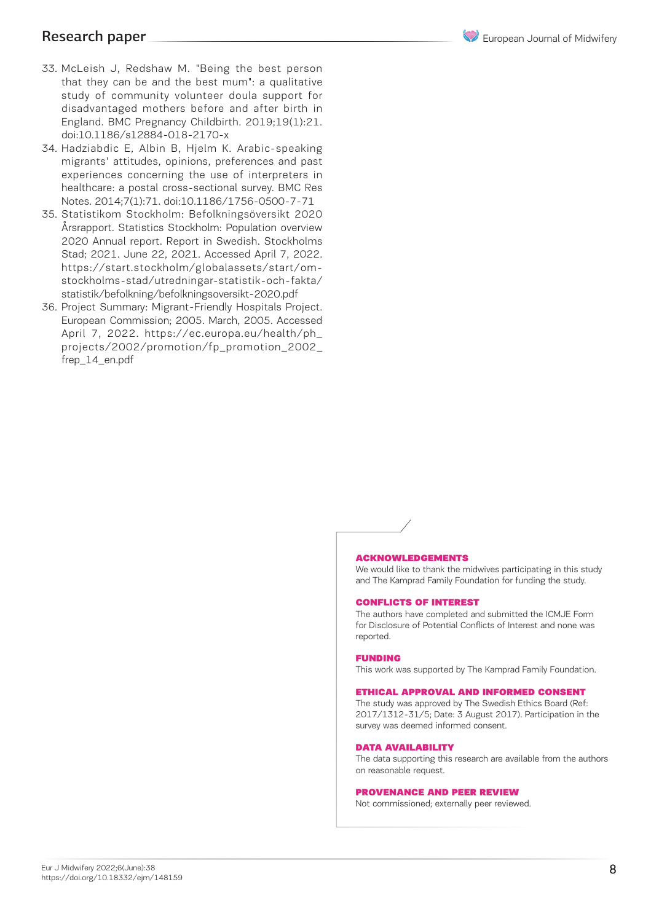33. McLeish J, Redshaw M. "Being the best person that they can be and the best mum": a qualitative study of community volunteer doula support for disadvantaged mothers before and after birth in England. BMC Pregnancy Childbirth. 2019;19(1):21. doi:10.1186/s12884-018-2170-x
34. Hadziabdic E, Albin B, Hjelm K. Arabic-speaking migrants' attitudes, opinions, preferences and past experiences concerning the use of interpreters in healthcare: a postal cross-sectional survey. BMC Res Notes. 2014;7(1):71. doi:10.1186/1756-0500-7-71
35. Statistikom Stockholm: Befolkningsöversikt 2020 Årsrapport. Statistics Stockholm: Population overview 2020 Annual report. Report in Swedish. Stockholms Stad; 2021. June 22, 2021. Accessed April 7, 2022. https://start.stockholm/globalassets/start/om-stockholms-stad/utredningar-statistik-och-fakta/statistik/befolkning/befolkningsoversikt-2020.pdf
36. Project Summary: Migrant-Friendly Hospitals Project. European Commission; 2005. March, 2005. Accessed April 7, 2022. https://ec.europa.eu/health/ph_projects/2002/promotion/fp_promotion_2002_frep_14_en.pdf

**ACKNOWLEDGEMENTS**

We would like to thank the midwives participating in this study and The Kamprad Family Foundation for funding the study.

**CONFLICTS OF INTEREST**

The authors have completed and submitted the ICMJE Form for Disclosure of Potential Conflicts of Interest and none was reported.

**FUNDING**

This work was supported by The Kamprad Family Foundation.

**ETHICAL APPROVAL AND INFORMED CONSENT**

The study was approved by The Swedish Ethics Board (Ref: 2017/1312-31/5; Date: 3 August 2017). Participation in the survey was deemed informed consent.

**DATA AVAILABILITY**

The data supporting this research are available from the authors on reasonable request.

**PROVENANCE AND PEER REVIEW**

Not commissioned; externally peer reviewed.